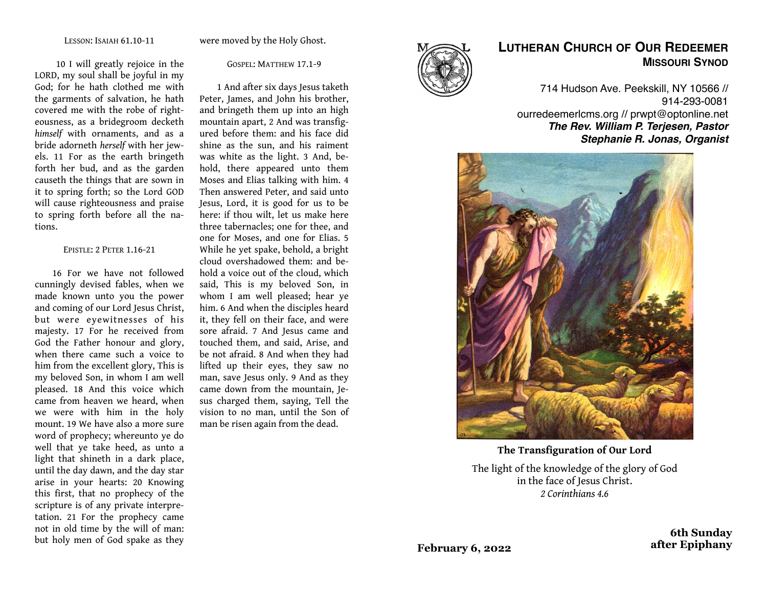LESSON: ISAIAH 61.10-11

10 I will greatly rejoice in the LORD, my soul shall be joyful in my God; for he hath clothed me with the garments of salvation, he hath covered me with the robe of righteousness, as a bridegroom decketh *himself* with ornaments, and as a bride adorneth *herself* with her jewels. 11 For as the earth bringeth forth her bud, and as the garden causeth the things that are sown in it to spring forth; so the Lord GOD will cause righteousness and praise to spring forth before all the nations.

EPISTLE: 2 PETER 1.16-21

16 For we have not followed cunningly devised fables, when we made known unto you the power and coming of our Lord Jesus Christ, but were eyewitnesses of his majesty. 17 For he received from God the Father honour and glory, when there came such a voice to him from the excellent glory, This is my beloved Son, in whom I am well pleased. 18 And this voice which came from heaven we heard, when we were with him in the holy mount. 19 We have also a more sure word of prophecy; whereunto ye do well that ye take heed, as unto a light that shineth in a dark place, until the day dawn, and the day star arise in your hearts: 20 Knowing this first, that no prophecy of the scripture is of any private interpretation. 21 For the prophecy came not in old time by the will of man: but holy men of God spake as they were moved by the Holy Ghost.

GOSPEL: MATTHEW 17.1-9

1 And after six days Jesus taketh Peter, James, and John his brother, and bringeth them up into an high mountain apart, 2 And was transfigured before them: and his face did shine as the sun, and his raiment was white as the light. 3 And, behold, there appeared unto them Moses and Elias talking with him. 4 Then answered Peter, and said unto Jesus, Lord, it is good for us to be here: if thou wilt, let us make here three tabernacles; one for thee, and one for Moses, and one for Elias. 5 While he yet spake, behold, a bright cloud overshadowed them: and behold a voice out of the cloud, which said, This is my beloved Son, in whom I am well pleased; hear ye him. 6 And when the disciples heard it, they fell on their face, and were sore afraid. 7 And Jesus came and touched them, and said, Arise, and be not afraid. 8 And when they had lifted up their eyes, they saw no man, save Jesus only. 9 And as they came down from the mountain, Jesus charged them, saying, Tell the vision to no man, until the Son of man be risen again from the dead.

# LUTHERAN CHURCH OF OUR REDEEMER
## MISSOURI SYNOD

714 Hudson Ave. Peekskill, NY 10566 // 914-293-0081
ourredeemerlcms.org // prwpt@optonline.net
***The Rev. William P. Terjesen, Pastor***
***Stephanie R. Jonas, Organist***

**The Transfiguration of Our Lord**

The light of the knowledge of the glory of God in the face of Jesus Christ.
*2 Corinthians 4.6*

**February 6, 2022**

**6th Sunday after Epiphany**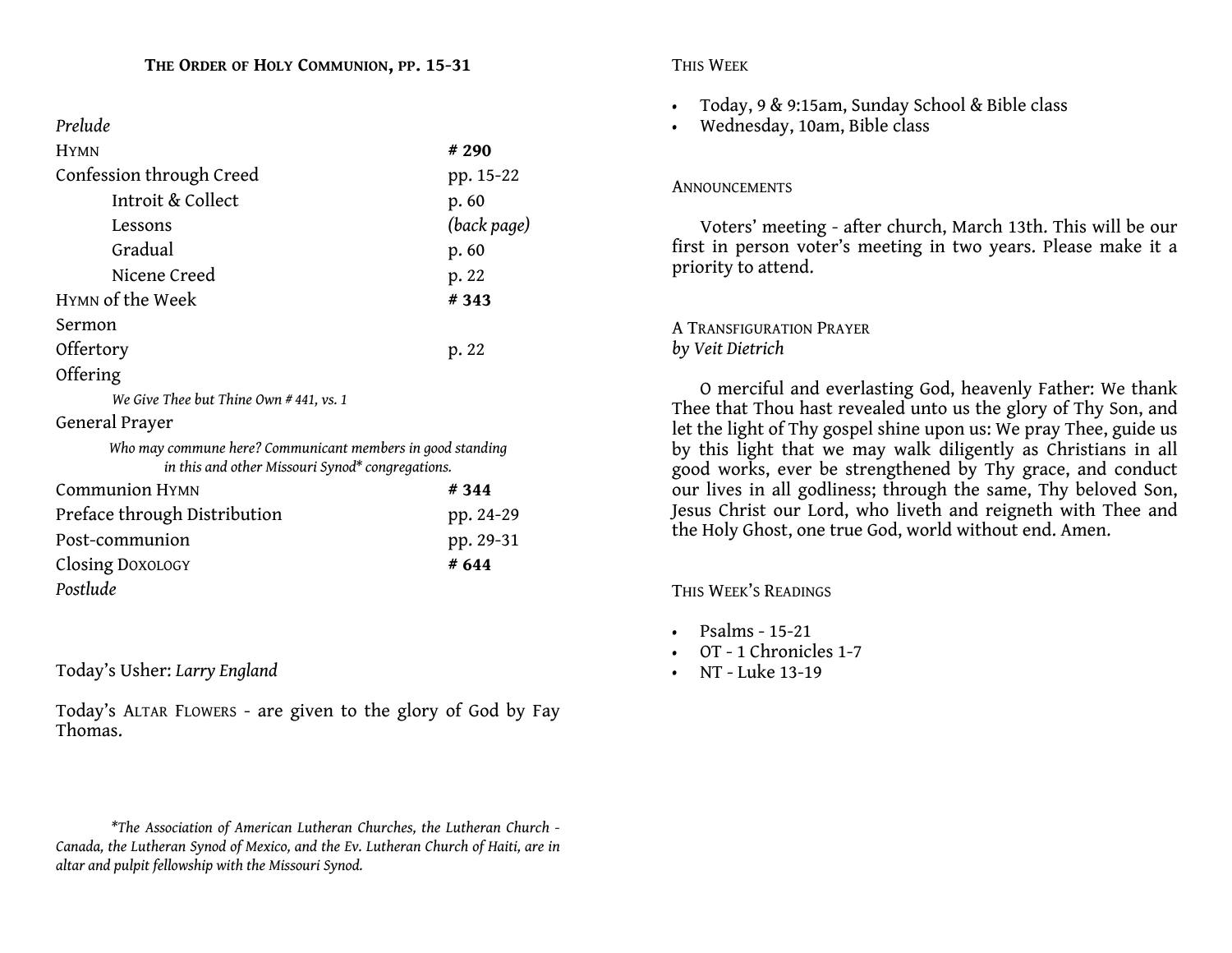### The Order of Holy Communion, pp. 15-31

| | |
|---|---|
| *Prelude* | |
| Hymn | **# 290** |
| Confession through Creed | pp. 15-22 |
| Introit & Collect | p. 60 |
| Lessons | *(back page)* |
| Gradual | p. 60 |
| Nicene Creed | p. 22 |
| Hymn of the Week | **# 343** |
| Sermon | |
| Offertory | p. 22 |
| Offering | |
| *We Give Thee but Thine Own # 441, vs. 1* | |
| General Prayer | |
| *Who may commune here? Communicant members in good standing in this and other Missouri Synod* congregations.* | |
| Communion Hymn | **# 344** |
| Preface through Distribution | pp. 24-29 |
| Post-communion | pp. 29-31 |
| Closing Doxology | **# 644** |
| *Postlude* | |

Today's Usher: *Larry England*

Today's Altar Flowers - are given to the glory of God by Fay Thomas.

*\*The Association of American Lutheran Churches, the Lutheran Church - Canada, the Lutheran Synod of Mexico, and the Ev. Lutheran Church of Haiti, are in altar and pulpit fellowship with the Missouri Synod.*

### This Week

- Today, 9 & 9:15am, Sunday School & Bible class
- Wednesday, 10am, Bible class

### Announcements

Voters' meeting - after church, March 13th. This will be our first in person voter's meeting in two years. Please make it a priority to attend.

### A Transfiguration Prayer
*by Veit Dietrich*

O merciful and everlasting God, heavenly Father: We thank Thee that Thou hast revealed unto us the glory of Thy Son, and let the light of Thy gospel shine upon us: We pray Thee, guide us by this light that we may walk diligently as Christians in all good works, ever be strengthened by Thy grace, and conduct our lives in all godliness; through the same, Thy beloved Son, Jesus Christ our Lord, who liveth and reigneth with Thee and the Holy Ghost, one true God, world without end. Amen.

### This Week's Readings

- Psalms - 15-21
- OT - 1 Chronicles 1-7
- NT - Luke 13-19